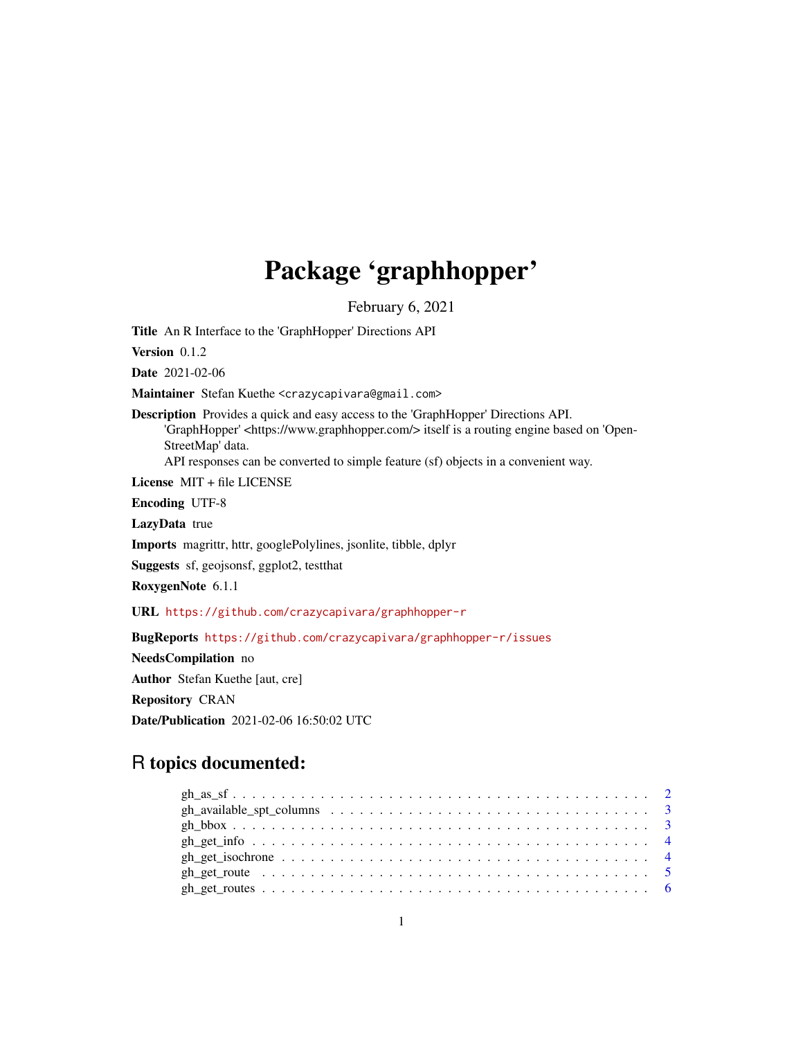# Package 'graphhopper'

February 6, 2021

**Title** An R Interface to the 'GraphHopper' Directions API

**Version** 0.1.2

**Date** 2021-02-06

**Maintainer** Stefan Kuethe <crazycapivara@gmail.com>

**Description** Provides a quick and easy access to the 'GraphHopper' Directions API. 'GraphHopper' <https://www.graphhopper.com/> itself is a routing engine based on 'OpenStreetMap' data.
API responses can be converted to simple feature (sf) objects in a convenient way.

**License** MIT + file LICENSE

**Encoding** UTF-8

**LazyData** true

**Imports** magrittr, httr, googlePolylines, jsonlite, tibble, dplyr

**Suggests** sf, geojsonsf, ggplot2, testthat

**RoxygenNote** 6.1.1

**URL** https://github.com/crazycapivara/graphhopper-r

**BugReports** https://github.com/crazycapivara/graphhopper-r/issues

**NeedsCompilation** no

**Author** Stefan Kuethe [aut, cre]

**Repository** CRAN

**Date/Publication** 2021-02-06 16:50:02 UTC

## R topics documented:

- gh_as_sf . . . . . . . . . . . . . . . . . . . . . . . . . . . . . . . . . . . . . . . . . 2
- gh_available_spt_columns . . . . . . . . . . . . . . . . . . . . . . . . . . . . . . . . 3
- gh_bbox . . . . . . . . . . . . . . . . . . . . . . . . . . . . . . . . . . . . . . . . . 3
- gh_get_info . . . . . . . . . . . . . . . . . . . . . . . . . . . . . . . . . . . . . . . 4
- gh_get_isochrone . . . . . . . . . . . . . . . . . . . . . . . . . . . . . . . . . . . . 4
- gh_get_route . . . . . . . . . . . . . . . . . . . . . . . . . . . . . . . . . . . . . . 5
- gh_get_routes . . . . . . . . . . . . . . . . . . . . . . . . . . . . . . . . . . . . . . 6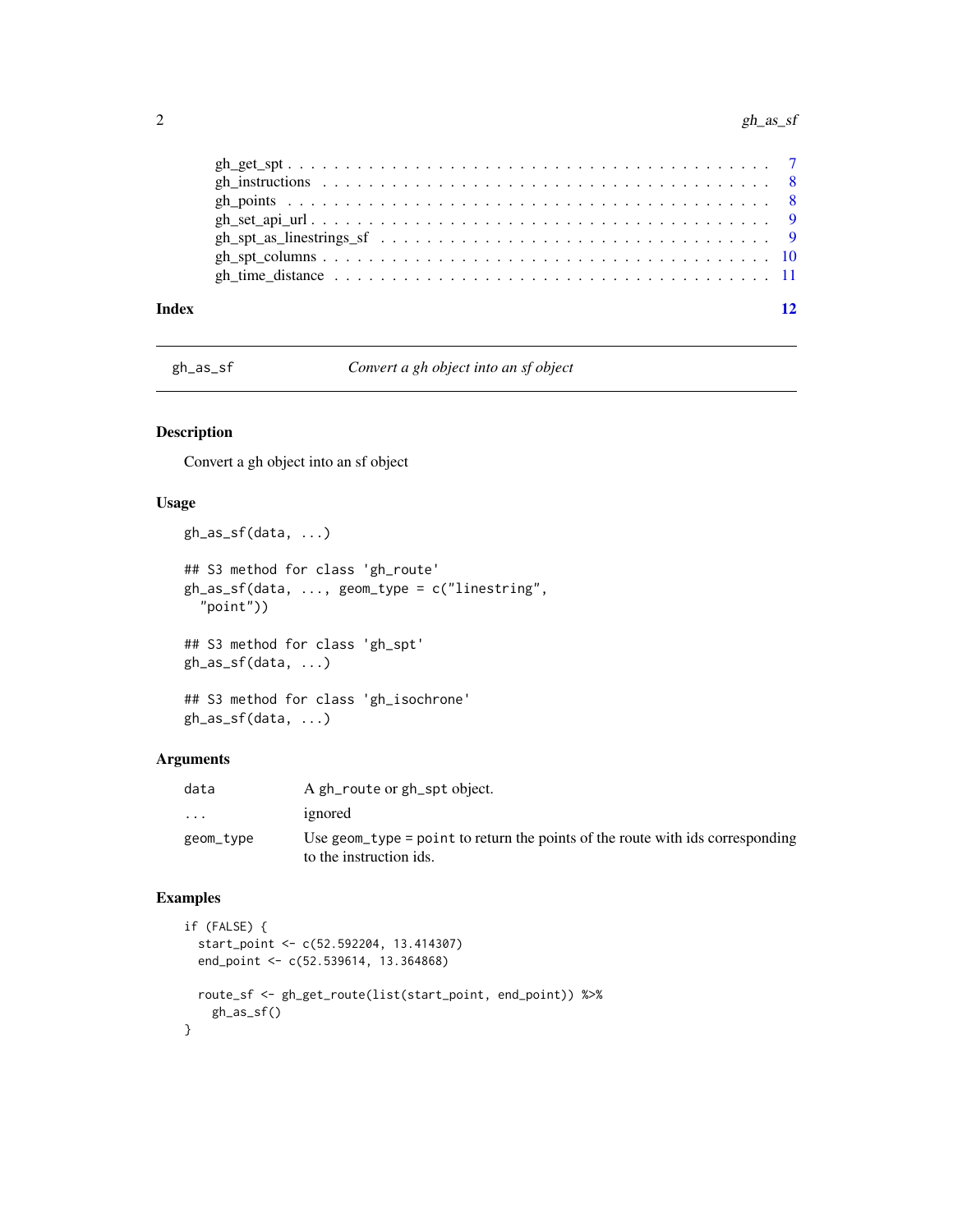| | |
|---|---|
| gh_get_spt | 7 |
| gh_instructions | 8 |
| gh_points | 8 |
| gh_set_api_url | 9 |
| gh_spt_as_linestrings_sf | 9 |
| gh_spt_columns | 10 |
| gh_time_distance | 11 |

**Index** 12

---

## gh_as_sf — *Convert a gh object into an sf object*

### Description

Convert a gh object into an sf object

### Usage

```
gh_as_sf(data, ...)

## S3 method for class 'gh_route'
gh_as_sf(data, ..., geom_type = c("linestring",
  "point"))

## S3 method for class 'gh_spt'
gh_as_sf(data, ...)

## S3 method for class 'gh_isochrone'
gh_as_sf(data, ...)
```

### Arguments

| | |
|---|---|
| `data` | A `gh_route` or `gh_spt` object. |
| `...` | ignored |
| `geom_type` | Use `geom_type = point` to return the points of the route with ids corresponding to the instruction ids. |

### Examples

```
if (FALSE) {
  start_point <- c(52.592204, 13.414307)
  end_point <- c(52.539614, 13.364868)

  route_sf <- gh_get_route(list(start_point, end_point)) %>%
    gh_as_sf()
}
```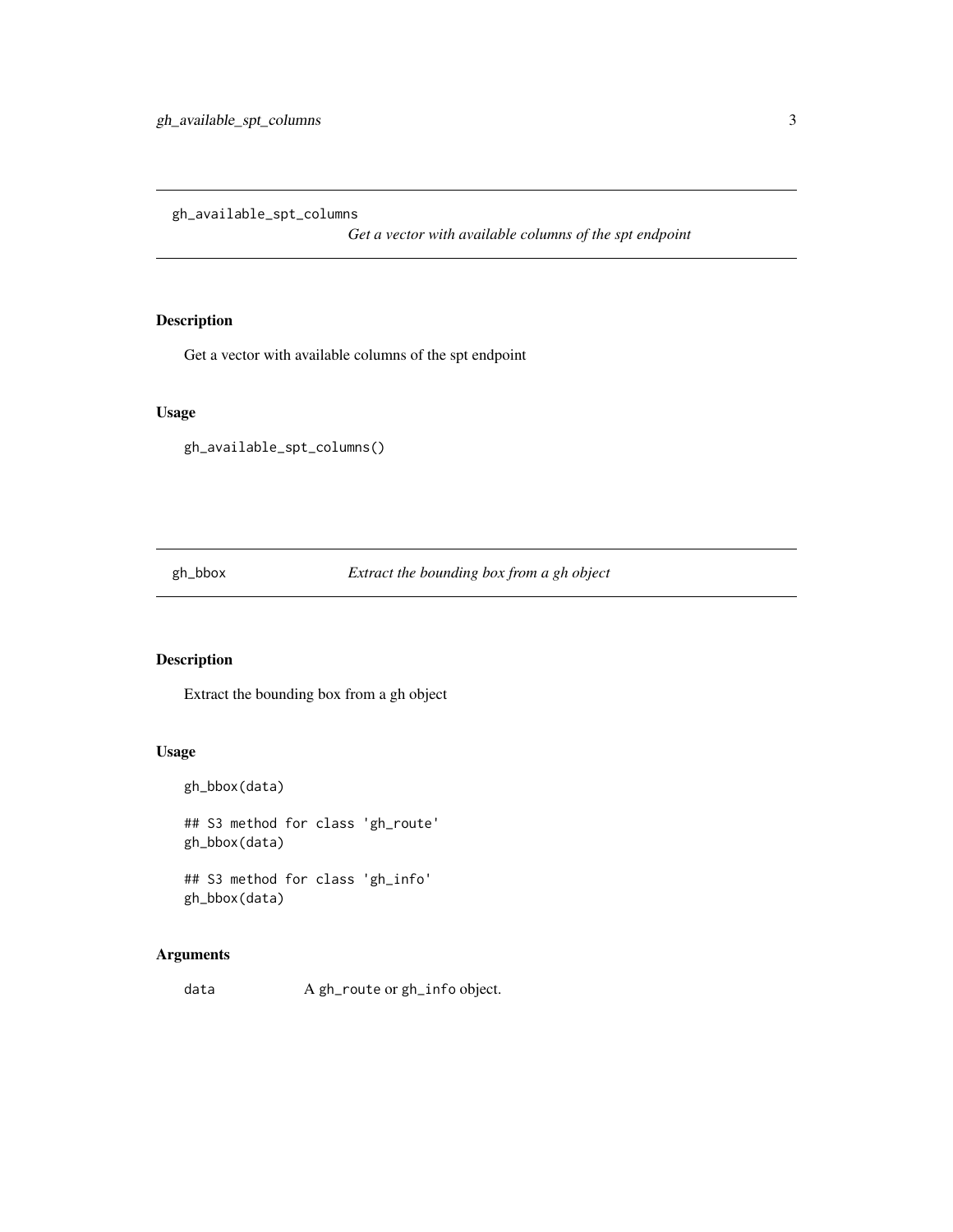## gh_available_spt_columns

*Get a vector with available columns of the spt endpoint*

### Description

Get a vector with available columns of the spt endpoint

### Usage

```
gh_available_spt_columns()
```

## gh_bbox

*Extract the bounding box from a gh object*

### Description

Extract the bounding box from a gh object

### Usage

```
gh_bbox(data)

## S3 method for class 'gh_route'
gh_bbox(data)

## S3 method for class 'gh_info'
gh_bbox(data)
```

### Arguments

| | |
|---|---|
| `data` | A `gh_route` or `gh_info` object. |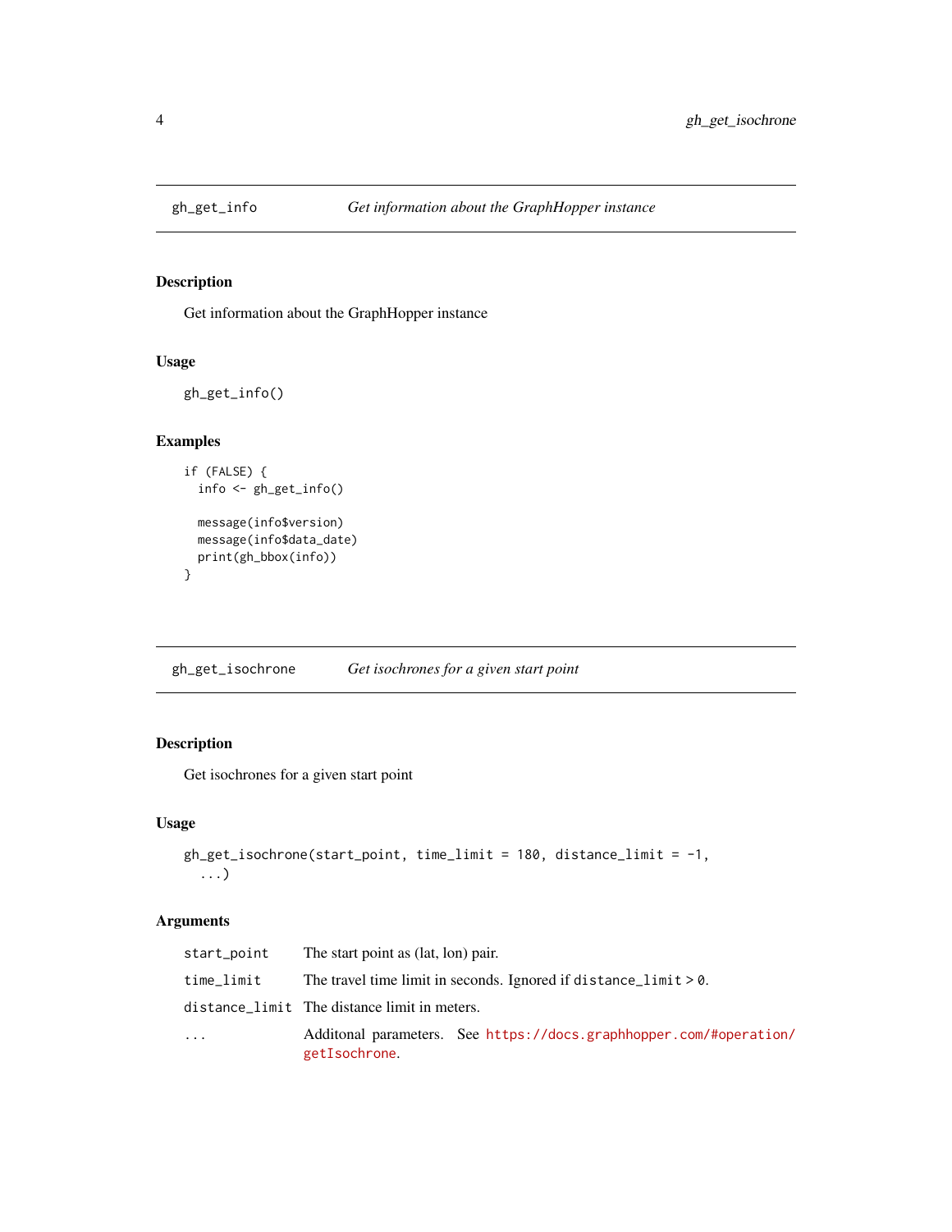## gh_get_info — *Get information about the GraphHopper instance*

### Description

Get information about the GraphHopper instance

### Usage

```
gh_get_info()
```

### Examples

```
if (FALSE) {
  info <- gh_get_info()

  message(info$version)
  message(info$data_date)
  print(gh_bbox(info))
}
```

## gh_get_isochrone — *Get isochrones for a given start point*

### Description

Get isochrones for a given start point

### Usage

```
gh_get_isochrone(start_point, time_limit = 180, distance_limit = -1,
  ...)
```

### Arguments

| | |
|---|---|
| `start_point` | The start point as (lat, lon) pair. |
| `time_limit` | The travel time limit in seconds. Ignored if `distance_limit > 0`. |
| `distance_limit` | The distance limit in meters. |
| `...` | Additonal parameters. See https://docs.graphhopper.com/#operation/getIsochrone. |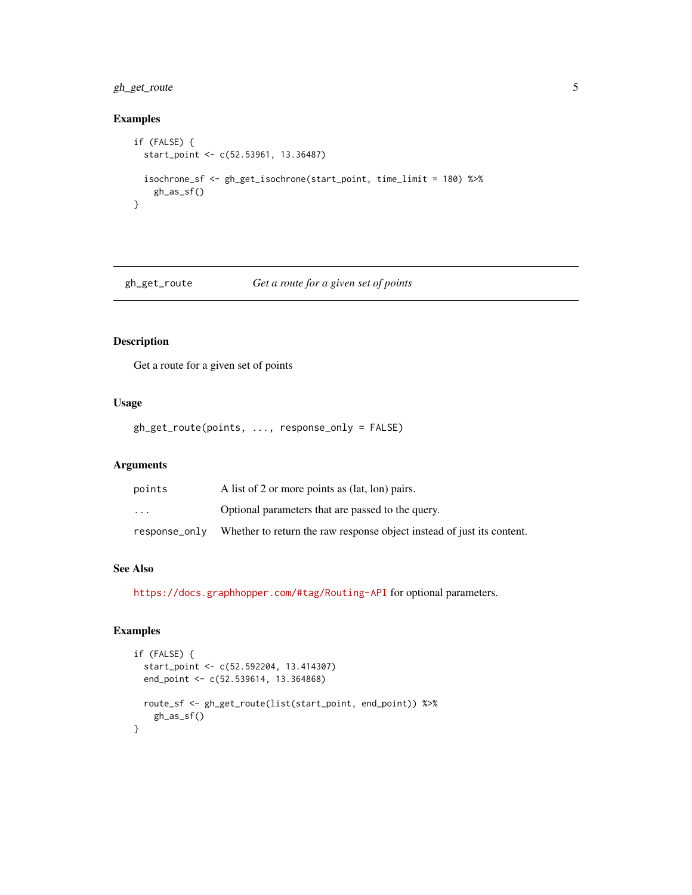### Examples

```
if (FALSE) {
  start_point <- c(52.53961, 13.36487)

  isochrone_sf <- gh_get_isochrone(start_point, time_limit = 180) %>%
    gh_as_sf()
}
```

---

## gh_get_route *Get a route for a given set of points*

---

### Description

Get a route for a given set of points

### Usage

```
gh_get_route(points, ..., response_only = FALSE)
```

### Arguments

| | |
|---|---|
| `points` | A list of 2 or more points as (lat, lon) pairs. |
| `...` | Optional parameters that are passed to the query. |
| `response_only` | Whether to return the raw response object instead of just its content. |

### See Also

https://docs.graphhopper.com/#tag/Routing-API for optional parameters.

### Examples

```
if (FALSE) {
  start_point <- c(52.592204, 13.414307)
  end_point <- c(52.539614, 13.364868)

  route_sf <- gh_get_route(list(start_point, end_point)) %>%
    gh_as_sf()
}
```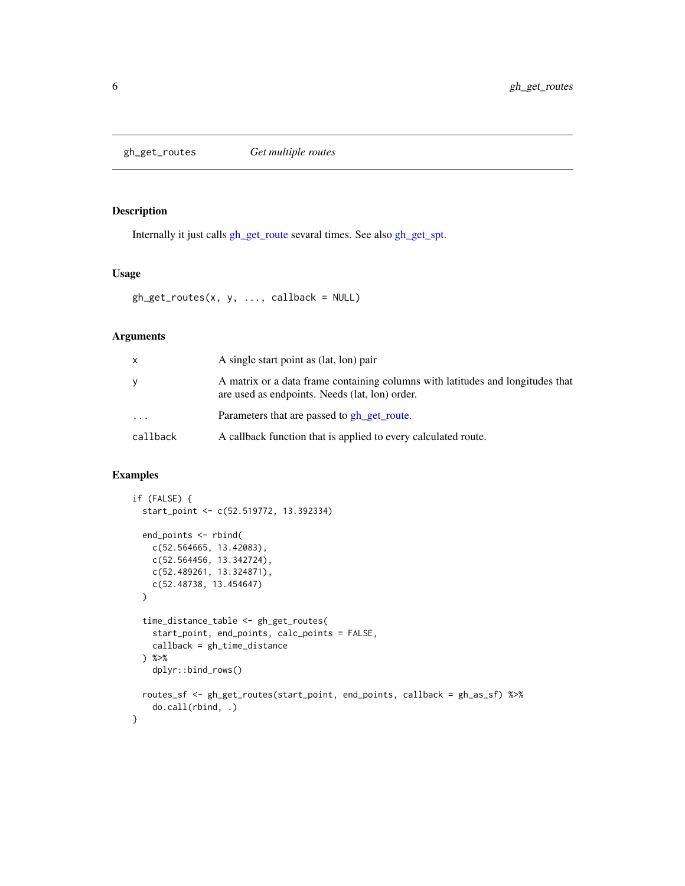## gh_get_routes — *Get multiple routes*

### Description

Internally it just calls gh_get_route sevaral times. See also gh_get_spt.

### Usage

```
gh_get_routes(x, y, ..., callback = NULL)
```

### Arguments

| | |
|---|---|
| x | A single start point as (lat, lon) pair |
| y | A matrix or a data frame containing columns with latitudes and longitudes that are used as endpoints. Needs (lat, lon) order. |
| ... | Parameters that are passed to gh_get_route. |
| callback | A callback function that is applied to every calculated route. |

### Examples

```
if (FALSE) {
  start_point <- c(52.519772, 13.392334)

  end_points <- rbind(
    c(52.564665, 13.42083),
    c(52.564456, 13.342724),
    c(52.489261, 13.324871),
    c(52.48738, 13.454647)
  )

  time_distance_table <- gh_get_routes(
    start_point, end_points, calc_points = FALSE,
    callback = gh_time_distance
  ) %>%
    dplyr::bind_rows()

  routes_sf <- gh_get_routes(start_point, end_points, callback = gh_as_sf) %>%
    do.call(rbind, .)
}
```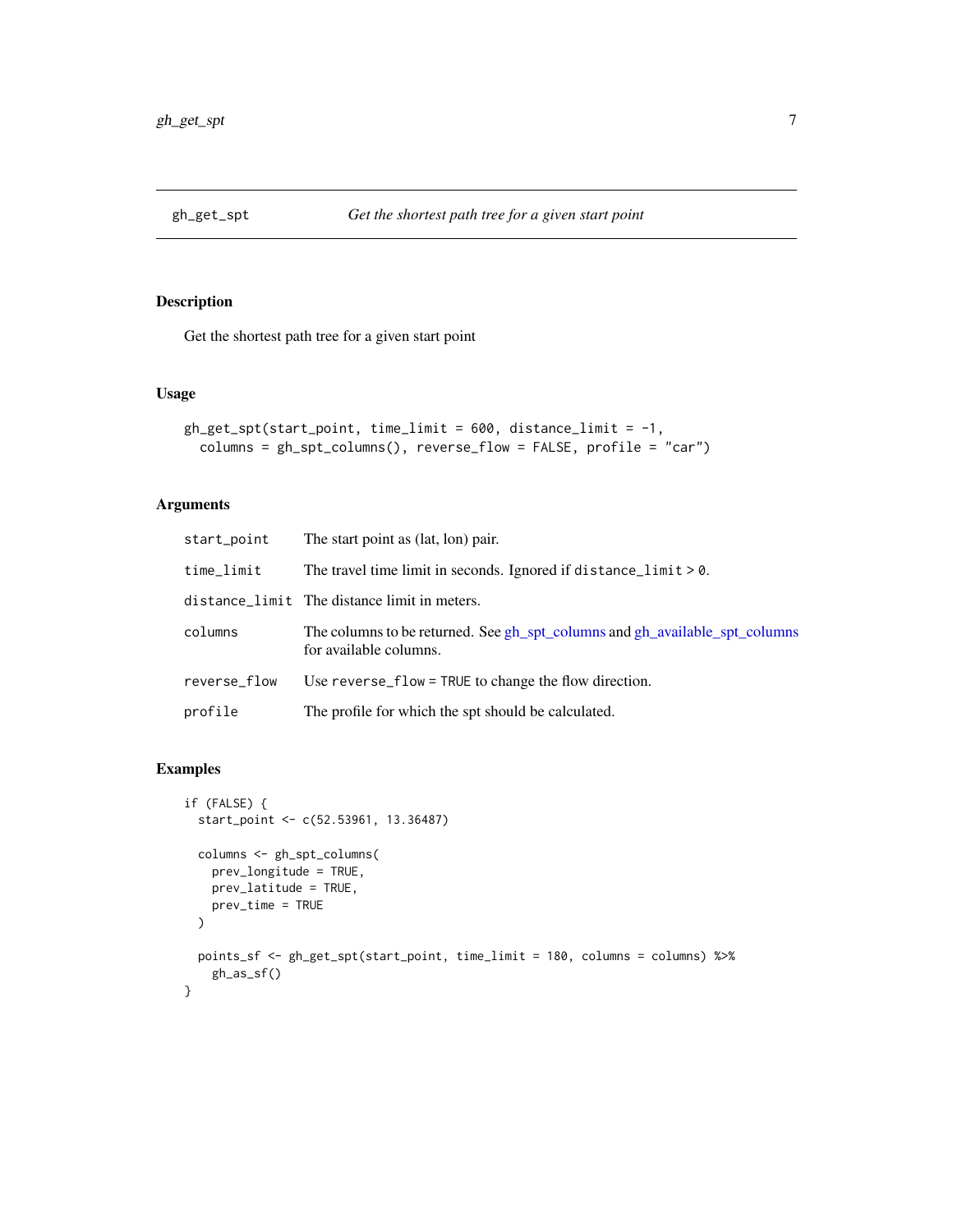## gh_get_spt — *Get the shortest path tree for a given start point*

### Description

Get the shortest path tree for a given start point

### Usage

```
gh_get_spt(start_point, time_limit = 600, distance_limit = -1,
  columns = gh_spt_columns(), reverse_flow = FALSE, profile = "car")
```

### Arguments

| Argument | Description |
|---|---|
| `start_point` | The start point as (lat, lon) pair. |
| `time_limit` | The travel time limit in seconds. Ignored if `distance_limit > 0`. |
| `distance_limit` | The distance limit in meters. |
| `columns` | The columns to be returned. See gh_spt_columns and gh_available_spt_columns for available columns. |
| `reverse_flow` | Use `reverse_flow = TRUE` to change the flow direction. |
| `profile` | The profile for which the spt should be calculated. |

### Examples

```
if (FALSE) {
  start_point <- c(52.53961, 13.36487)

  columns <- gh_spt_columns(
    prev_longitude = TRUE,
    prev_latitude = TRUE,
    prev_time = TRUE
  )

  points_sf <- gh_get_spt(start_point, time_limit = 180, columns = columns) %>%
    gh_as_sf()
}
```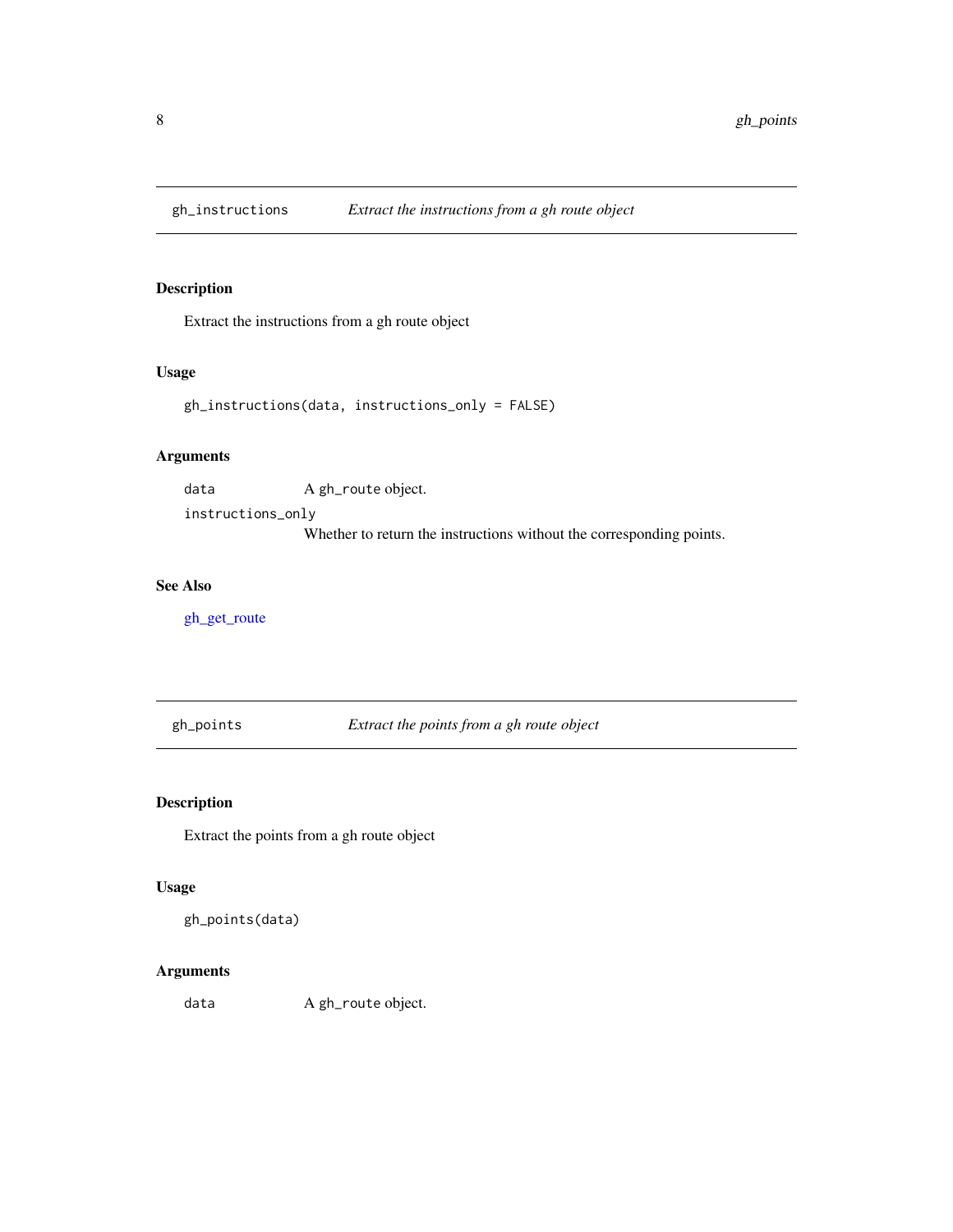## gh_instructions — *Extract the instructions from a gh route object*

### Description

Extract the instructions from a gh route object

### Usage

```
gh_instructions(data, instructions_only = FALSE)
```

### Arguments

| | |
|---|---|
| `data` | A `gh_route` object. |
| `instructions_only` | Whether to return the instructions without the corresponding points. |

### See Also

gh_get_route

## gh_points — *Extract the points from a gh route object*

### Description

Extract the points from a gh route object

### Usage

```
gh_points(data)
```

### Arguments

| | |
|---|---|
| `data` | A `gh_route` object. |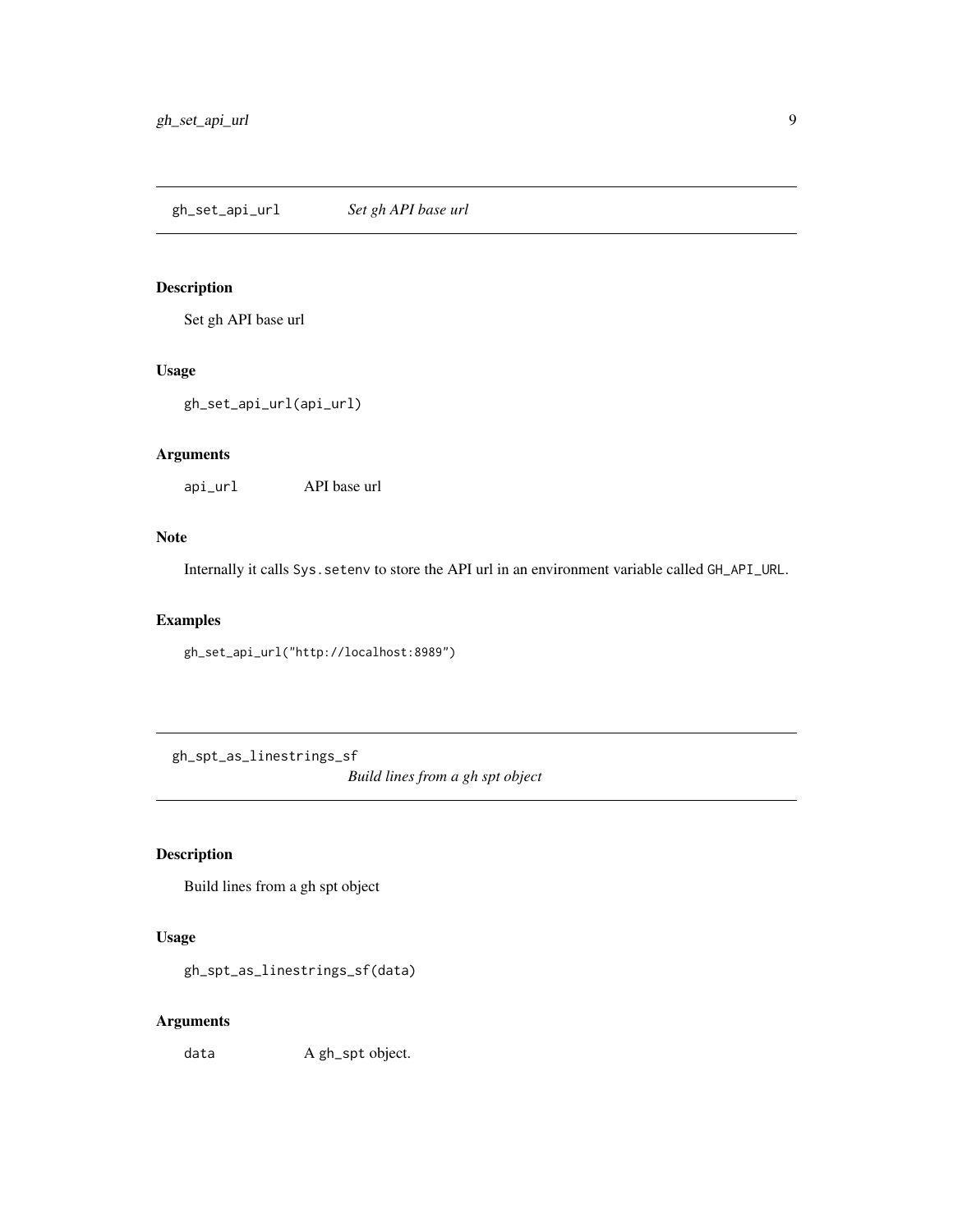## gh_set_api_url — *Set gh API base url*

### Description

Set gh API base url

### Usage

```
gh_set_api_url(api_url)
```

### Arguments

| | |
|---|---|
| `api_url` | API base url |

### Note

Internally it calls `Sys.setenv` to store the API url in an environment variable called `GH_API_URL`.

### Examples

```
gh_set_api_url("http://localhost:8989")
```

## gh_spt_as_linestrings_sf — *Build lines from a gh spt object*

### Description

Build lines from a gh spt object

### Usage

```
gh_spt_as_linestrings_sf(data)
```

### Arguments

| | |
|---|---|
| `data` | A `gh_spt` object. |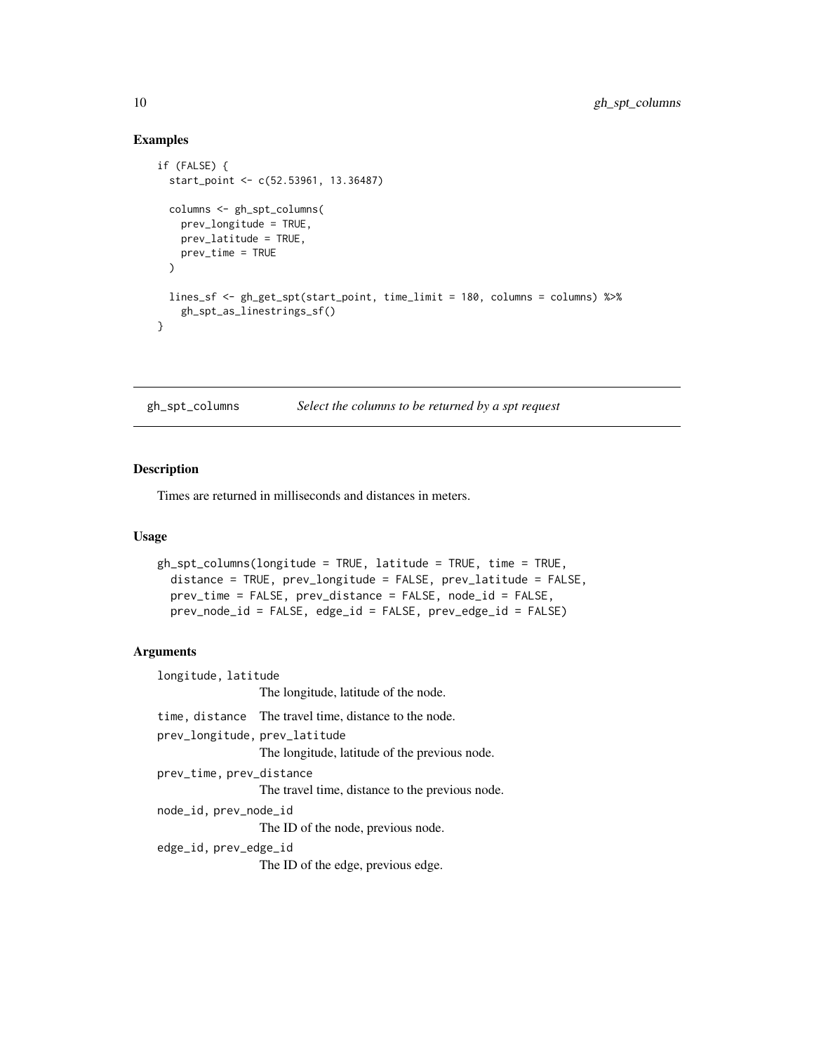## Examples

```
if (FALSE) {
  start_point <- c(52.53961, 13.36487)

  columns <- gh_spt_columns(
    prev_longitude = TRUE,
    prev_latitude = TRUE,
    prev_time = TRUE
  )

  lines_sf <- gh_get_spt(start_point, time_limit = 180, columns = columns) %>%
    gh_spt_as_linestrings_sf()
}
```

---

# gh_spt_columns — *Select the columns to be returned by a spt request*

---

## Description

Times are returned in milliseconds and distances in meters.

## Usage

```
gh_spt_columns(longitude = TRUE, latitude = TRUE, time = TRUE,
  distance = TRUE, prev_longitude = FALSE, prev_latitude = FALSE,
  prev_time = FALSE, prev_distance = FALSE, node_id = FALSE,
  prev_node_id = FALSE, edge_id = FALSE, prev_edge_id = FALSE)
```

## Arguments

`longitude, latitude`
: The longitude, latitude of the node.

`time, distance`
: The travel time, distance to the node.

`prev_longitude, prev_latitude`
: The longitude, latitude of the previous node.

`prev_time, prev_distance`
: The travel time, distance to the previous node.

`node_id, prev_node_id`
: The ID of the node, previous node.

`edge_id, prev_edge_id`
: The ID of the edge, previous edge.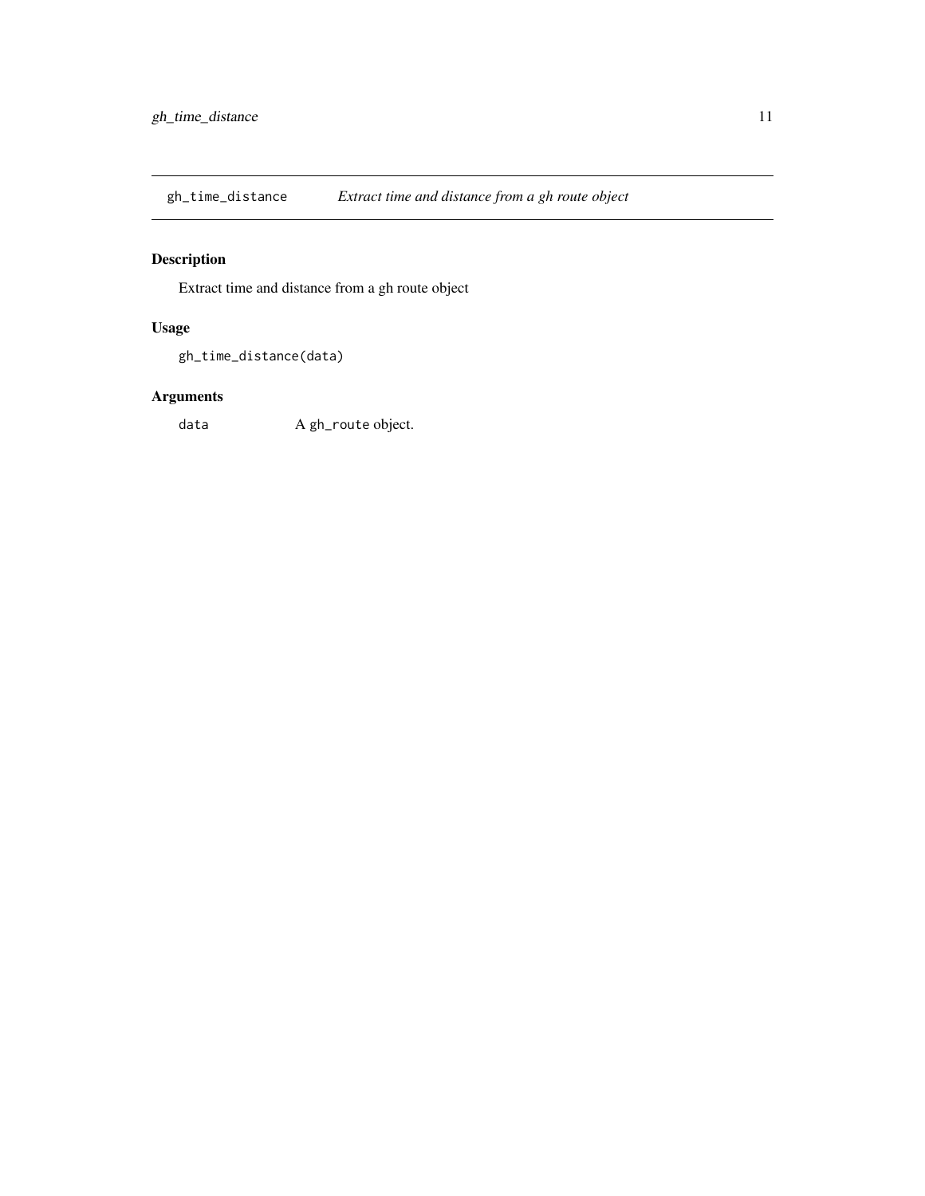## gh_time_distance — *Extract time and distance from a gh route object*

### Description

Extract time and distance from a gh route object

### Usage

```
gh_time_distance(data)
```

### Arguments

| | |
|---|---|
| `data` | A `gh_route` object. |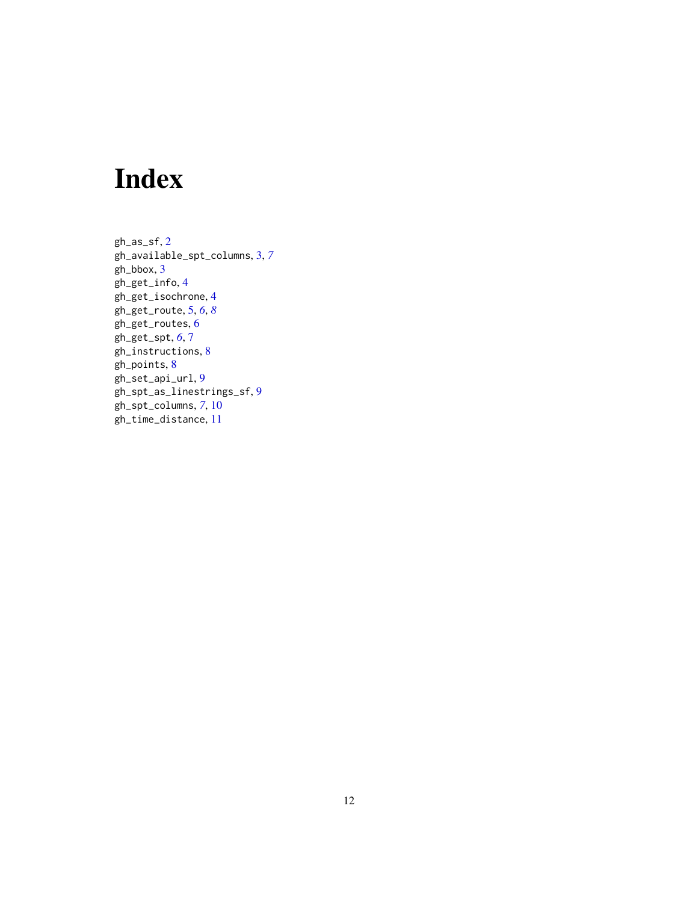# Index

gh_as_sf, 2
gh_available_spt_columns, 3, *7*
gh_bbox, 3
gh_get_info, 4
gh_get_isochrone, 4
gh_get_route, 5, *6*, *8*
gh_get_routes, 6
gh_get_spt, *6*, 7
gh_instructions, 8
gh_points, 8
gh_set_api_url, 9
gh_spt_as_linestrings_sf, 9
gh_spt_columns, *7*, 10
gh_time_distance, 11